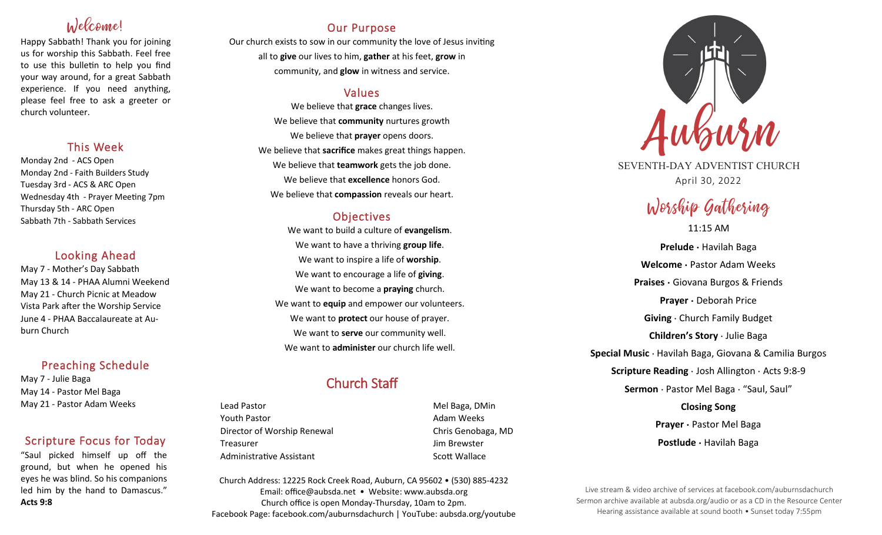# Welcome!

Happy Sabbath! Thank you for joining us for worship this Sabbath. Feel free to use this bulletin to help you find your way around, for a great Sabbath experience. If you need anything, please feel free to ask a greeter or church volunteer.

## This Week

Monday 2nd - ACS Open
Monday 2nd - Faith Builders Study
Tuesday 3rd - ACS & ARC Open
Wednesday 4th - Prayer Meeting 7pm
Thursday 5th - ARC Open
Sabbath 7th - Sabbath Services

## Looking Ahead

May 7 - Mother's Day Sabbath
May 13 & 14 - PHAA Alumni Weekend
May 21 - Church Picnic at Meadow Vista Park after the Worship Service
June 4 - PHAA Baccalaureate at Auburn Church

## Preaching Schedule

May 7 - Julie Baga
May 14 - Pastor Mel Baga
May 21 - Pastor Adam Weeks

## Scripture Focus for Today

"Saul picked himself up off the ground, but when he opened his eyes he was blind. So his companions led him by the hand to Damascus." **Acts 9:8**

## Our Purpose

Our church exists to sow in our community the love of Jesus inviting all to **give** our lives to him, **gather** at his feet, **grow** in community, and **glow** in witness and service.

## Values

We believe that **grace** changes lives.
We believe that **community** nurtures growth
We believe that **prayer** opens doors.
We believe that **sacrifice** makes great things happen.
We believe that **teamwork** gets the job done.
We believe that **excellence** honors God.
We believe that **compassion** reveals our heart.

## Objectives

We want to build a culture of **evangelism**.
We want to have a thriving **group life**.
We want to inspire a life of **worship**.
We want to encourage a life of **giving**.
We want to become a **praying** church.
We want to **equip** and empower our volunteers.
We want to **protect** our house of prayer.
We want to **serve** our community well.
We want to **administer** our church life well.

## Church Staff

| | |
|---|---|
| Lead Pastor | Mel Baga, DMin |
| Youth Pastor | Adam Weeks |
| Director of Worship Renewal | Chris Genobaga, MD |
| Treasurer | Jim Brewster |
| Administrative Assistant | Scott Wallace |

Church Address: 12225 Rock Creek Road, Auburn, CA 95602 • (530) 885-4232
Email: office@aubsda.net • Website: www.aubsda.org
Church office is open Monday-Thursday, 10am to 2pm.
Facebook Page: facebook.com/auburnsdachurch | YouTube: aubsda.org/youtube

# Auburn

SEVENTH-DAY ADVENTIST CHURCH
April 30, 2022

## Worship Gathering

11:15 AM

**Prelude ·** Havilah Baga
**Welcome ·** Pastor Adam Weeks
**Praises ·** Giovana Burgos & Friends
**Prayer ·** Deborah Price
**Giving** · Church Family Budget
**Children's Story** · Julie Baga
**Special Music** · Havilah Baga, Giovana & Camilia Burgos
**Scripture Reading** · Josh Allington · Acts 9:8-9
**Sermon** · Pastor Mel Baga · "Saul, Saul"
**Closing Song**
**Prayer ·** Pastor Mel Baga
**Postlude ·** Havilah Baga

Live stream & video archive of services at facebook.com/auburnsdachurch
Sermon archive available at aubsda.org/audio or as a CD in the Resource Center
Hearing assistance available at sound booth • Sunset today 7:55pm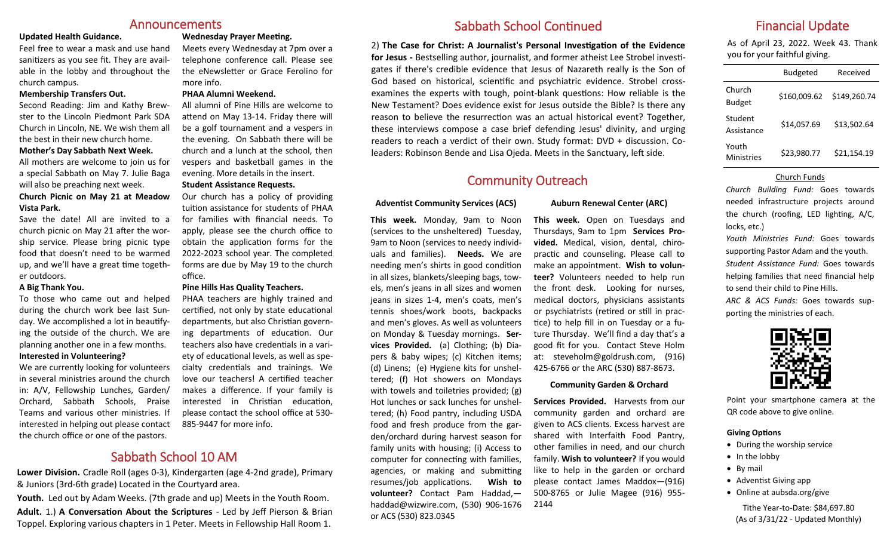## Announcements

**Updated Health Guidance.**

Feel free to wear a mask and use hand sanitizers as you see fit. They are available in the lobby and throughout the church campus.

**Membership Transfers Out.**

Second Reading: Jim and Kathy Brewster to the Lincoln Piedmont Park SDA Church in Lincoln, NE. We wish them all the best in their new church home.

**Mother's Day Sabbath Next Week.**

All mothers are welcome to join us for a special Sabbath on May 7. Julie Baga will also be preaching next week.

**Church Picnic on May 21 at Meadow Vista Park.**

Save the date! All are invited to a church picnic on May 21 after the worship service. Please bring picnic type food that doesn't need to be warmed up, and we'll have a great time together outdoors.

**A Big Thank You.**

To those who came out and helped during the church work bee last Sunday. We accomplished a lot in beautifying the outside of the church. We are planning another one in a few months.

**Interested in Volunteering?**

We are currently looking for volunteers in several ministries around the church in: A/V, Fellowship Lunches, Garden/Orchard, Sabbath Schools, Praise Teams and various other ministries. If interested in helping out please contact the church office or one of the pastors.

**Wednesday Prayer Meeting.**

Meets every Wednesday at 7pm over a telephone conference call. Please see the eNewsletter or Grace Ferolino for more info.

**PHAA Alumni Weekend.**

All alumni of Pine Hills are welcome to attend on May 13-14. Friday there will be a golf tournament and a vespers in the evening. On Sabbath there will be church and a lunch at the school, then vespers and basketball games in the evening. More details in the insert.

**Student Assistance Requests.**

Our church has a policy of providing tuition assistance for students of PHAA for families with financial needs. To apply, please see the church office to obtain the application forms for the 2022-2023 school year. The completed forms are due by May 19 to the church office.

**Pine Hills Has Quality Teachers.**

PHAA teachers are highly trained and certified, not only by state educational departments, but also Christian governing departments of education. Our teachers also have credentials in a variety of educational levels, as well as specialty credentials and trainings. We love our teachers! A certified teacher makes a difference. If your family is interested in Christian education, please contact the school office at 530-885-9447 for more info.

## Sabbath School 10 AM

**Lower Division.** Cradle Roll (ages 0-3), Kindergarten (age 4-2nd grade), Primary & Juniors (3rd-6th grade) Located in the Courtyard area.

**Youth.** Led out by Adam Weeks. (7th grade and up) Meets in the Youth Room.

**Adult.** 1.) **A Conversation About the Scriptures** - Led by Jeff Pierson & Brian Toppel. Exploring various chapters in 1 Peter. Meets in Fellowship Hall Room 1.

## Sabbath School Continued

2) **The Case for Christ: A Journalist's Personal Investigation of the Evidence for Jesus -** Bestselling author, journalist, and former atheist Lee Strobel investigates if there's credible evidence that Jesus of Nazareth really is the Son of God based on historical, scientific and psychiatric evidence. Strobel cross-examines the experts with tough, point-blank questions: How reliable is the New Testament? Does evidence exist for Jesus outside the Bible? Is there any reason to believe the resurrection was an actual historical event? Together, these interviews compose a case brief defending Jesus' divinity, and urging readers to reach a verdict of their own. Study format: DVD + discussion. Co-leaders: Robinson Bende and Lisa Ojeda. Meets in the Sanctuary, left side.

## Community Outreach

**Adventist Community Services (ACS)**

**This week.** Monday, 9am to Noon (services to the unsheltered) Tuesday, 9am to Noon (services to needy individuals and families). **Needs.** We are needing men's shirts in good condition in all sizes, blankets/sleeping bags, towels, men's jeans in all sizes and women jeans in sizes 1-4, men's coats, men's tennis shoes/work boots, backpacks and men's gloves. As well as volunteers on Monday & Tuesday mornings. **Services Provided.** (a) Clothing; (b) Diapers & baby wipes; (c) Kitchen items; (d) Linens; (e) Hygiene kits for unsheltered; (f) Hot showers on Mondays with towels and toiletries provided; (g) Hot lunches or sack lunches for unsheltered; (h) Food pantry, including USDA food and fresh produce from the garden/orchard during harvest season for family units with housing; (i) Access to computer for connecting with families, agencies, or making and submitting resumes/job applications. **Wish to volunteer?** Contact Pam Haddad,—haddad@wizwire.com, (530) 906-1676 or ACS (530) 823.0345

**Auburn Renewal Center (ARC)**

**This week.** Open on Tuesdays and Thursdays, 9am to 1pm **Services Provided.** Medical, vision, dental, chiropractic and counseling. Please call to make an appointment. **Wish to volunteer?** Volunteers needed to help run the front desk. Looking for nurses, medical doctors, physicians assistants or psychiatrists (retired or still in practice) to help fill in on Tuesday or a future Thursday. We'll find a day that's a good fit for you. Contact Steve Holm at: steveholm@goldrush.com, (916) 425-6766 or the ARC (530) 887-8673.

**Community Garden & Orchard**

**Services Provided.** Harvests from our community garden and orchard are given to ACS clients. Excess harvest are shared with Interfaith Food Pantry, other families in need, and our church family. **Wish to volunteer?** If you would like to help in the garden or orchard please contact James Maddox—(916) 500-8765 or Julie Magee (916) 955-2144

## Financial Update

As of April 23, 2022. Week 43. Thank you for your faithful giving.

| | Budgeted | Received |
|---|---|---|
| Church Budget | $160,009.62 | $149,260.74 |
| Student Assistance | $14,057.69 | $13,502.64 |
| Youth Ministries | $23,980.77 | $21,154.19 |

Church Funds

*Church Building Fund:* Goes towards needed infrastructure projects around the church (roofing, LED lighting, A/C, locks, etc.)

*Youth Ministries Fund:* Goes towards supporting Pastor Adam and the youth.

*Student Assistance Fund:* Goes towards helping families that need financial help to send their child to Pine Hills.

*ARC & ACS Funds:* Goes towards supporting the ministries of each.

Point your smartphone camera at the QR code above to give online.

**Giving Options**

- During the worship service
- In the lobby
- By mail
- Adventist Giving app
- Online at aubsda.org/give

Tithe Year-to-Date: $84,697.80
(As of 3/31/22 - Updated Monthly)